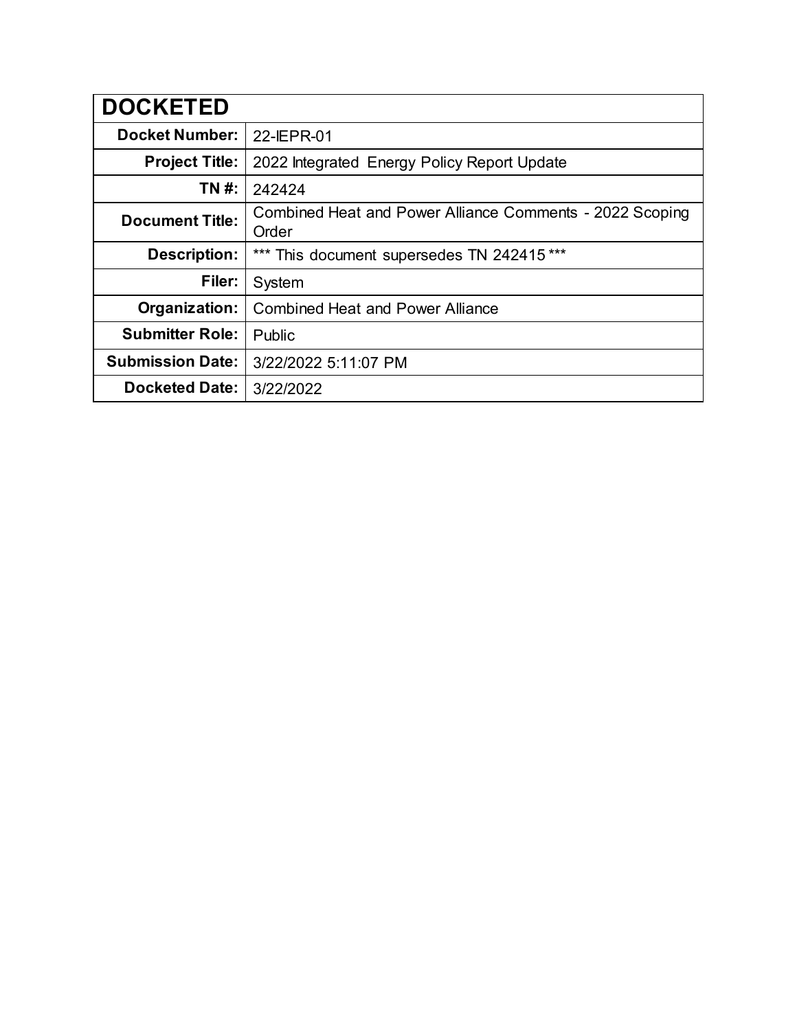| DOCKETED | |
|---|---|
| **Docket Number:** | 22-IEPR-01 |
| **Project Title:** | 2022 Integrated Energy Policy Report Update |
| **TN #:** | 242424 |
| **Document Title:** | Combined Heat and Power Alliance Comments - 2022 Scoping Order |
| **Description:** | *** This document supersedes TN 242415 *** |
| **Filer:** | System |
| **Organization:** | Combined Heat and Power Alliance |
| **Submitter Role:** | Public |
| **Submission Date:** | 3/22/2022 5:11:07 PM |
| **Docketed Date:** | 3/22/2022 |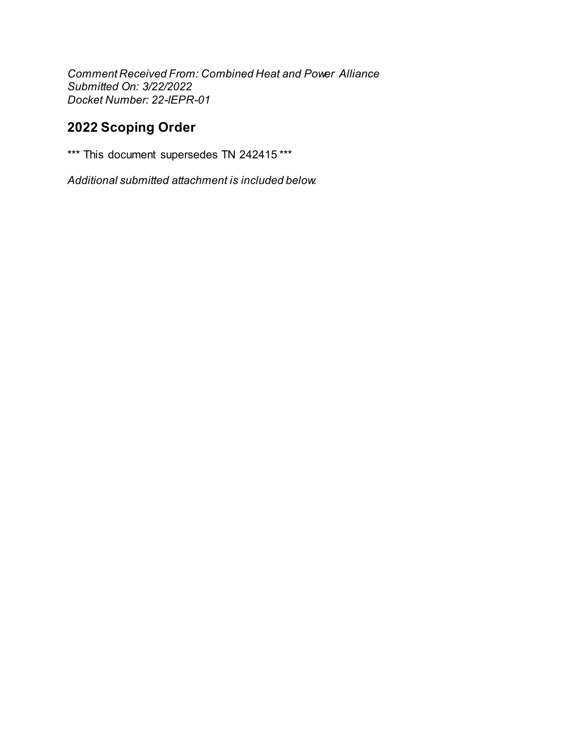*Comment Received From: Combined Heat and Power Alliance*
*Submitted On: 3/22/2022*
*Docket Number: 22-IEPR-01*

## 2022 Scoping Order

*** This document supersedes TN 242415 ***

*Additional submitted attachment is included below.*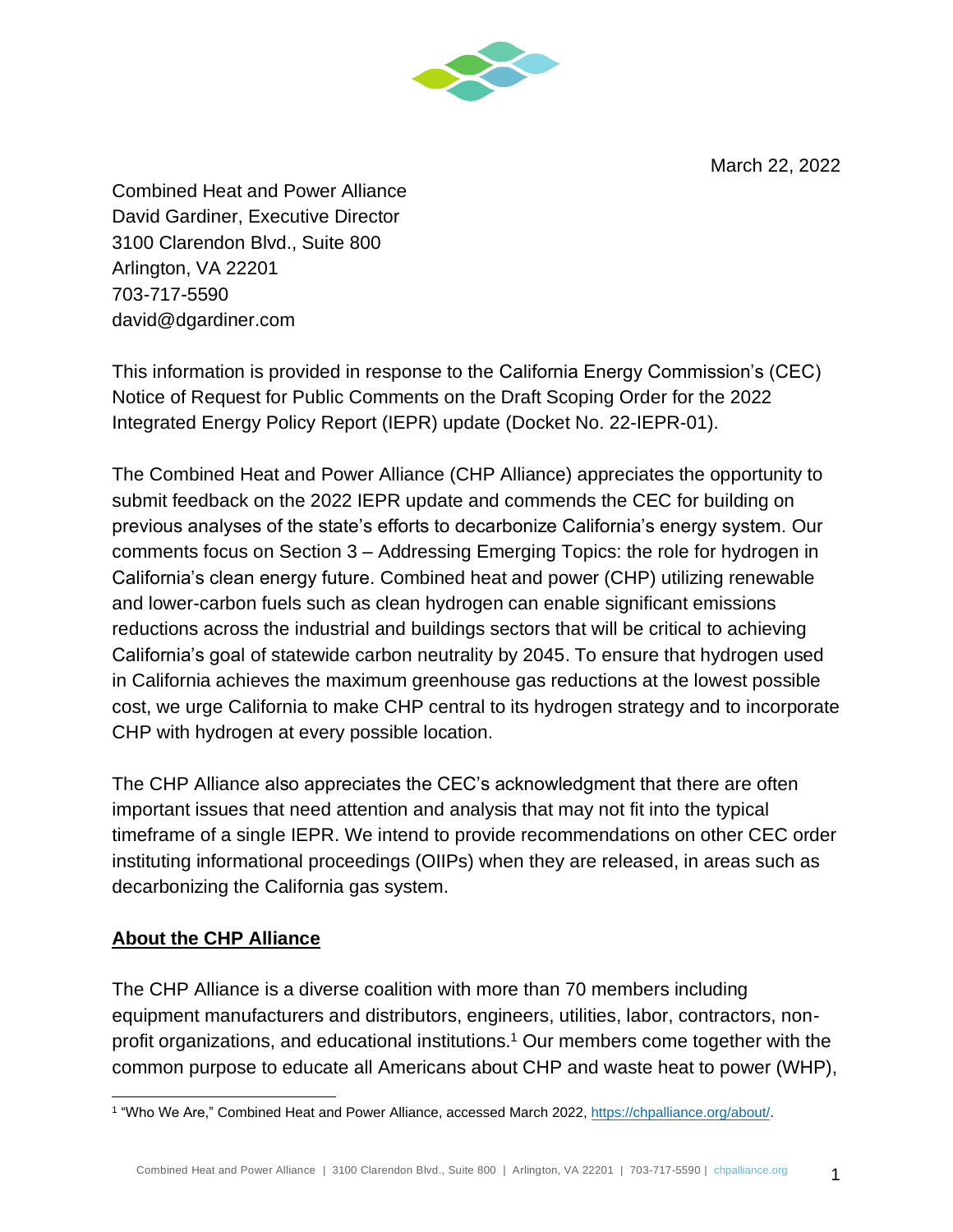March 22, 2022

Combined Heat and Power Alliance
David Gardiner, Executive Director
3100 Clarendon Blvd., Suite 800
Arlington, VA 22201
703-717-5590
david@dgardiner.com

This information is provided in response to the California Energy Commission's (CEC) Notice of Request for Public Comments on the Draft Scoping Order for the 2022 Integrated Energy Policy Report (IEPR) update (Docket No. 22-IEPR-01).

The Combined Heat and Power Alliance (CHP Alliance) appreciates the opportunity to submit feedback on the 2022 IEPR update and commends the CEC for building on previous analyses of the state's efforts to decarbonize California's energy system. Our comments focus on Section 3 – Addressing Emerging Topics: the role for hydrogen in California's clean energy future. Combined heat and power (CHP) utilizing renewable and lower-carbon fuels such as clean hydrogen can enable significant emissions reductions across the industrial and buildings sectors that will be critical to achieving California's goal of statewide carbon neutrality by 2045. To ensure that hydrogen used in California achieves the maximum greenhouse gas reductions at the lowest possible cost, we urge California to make CHP central to its hydrogen strategy and to incorporate CHP with hydrogen at every possible location.

The CHP Alliance also appreciates the CEC's acknowledgment that there are often important issues that need attention and analysis that may not fit into the typical timeframe of a single IEPR. We intend to provide recommendations on other CEC order instituting informational proceedings (OIIPs) when they are released, in areas such as decarbonizing the California gas system.

## <u>About the CHP Alliance</u>

The CHP Alliance is a diverse coalition with more than 70 members including equipment manufacturers and distributors, engineers, utilities, labor, contractors, non-profit organizations, and educational institutions.[1] Our members come together with the common purpose to educate all Americans about CHP and waste heat to power (WHP),

[1] "Who We Are," Combined Heat and Power Alliance, accessed March 2022, https://chpalliance.org/about/.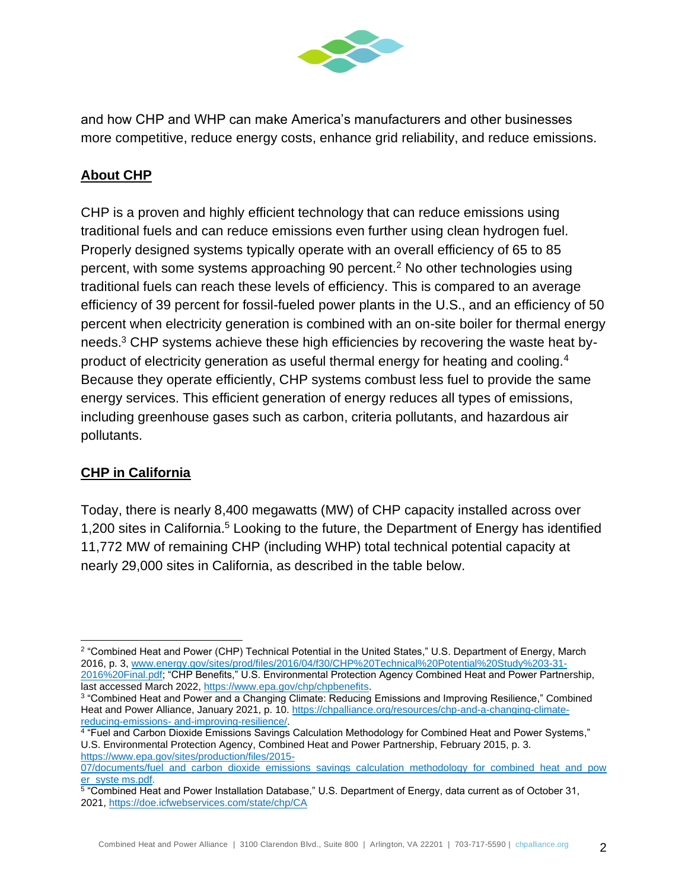and how CHP and WHP can make America's manufacturers and other businesses more competitive, reduce energy costs, enhance grid reliability, and reduce emissions.

## About CHP

CHP is a proven and highly efficient technology that can reduce emissions using traditional fuels and can reduce emissions even further using clean hydrogen fuel. Properly designed systems typically operate with an overall efficiency of 65 to 85 percent, with some systems approaching 90 percent.[2] No other technologies using traditional fuels can reach these levels of efficiency. This is compared to an average efficiency of 39 percent for fossil-fueled power plants in the U.S., and an efficiency of 50 percent when electricity generation is combined with an on-site boiler for thermal energy needs.[3] CHP systems achieve these high efficiencies by recovering the waste heat by-product of electricity generation as useful thermal energy for heating and cooling.[4] Because they operate efficiently, CHP systems combust less fuel to provide the same energy services. This efficient generation of energy reduces all types of emissions, including greenhouse gases such as carbon, criteria pollutants, and hazardous air pollutants.

## CHP in California

Today, there is nearly 8,400 megawatts (MW) of CHP capacity installed across over 1,200 sites in California.[5] Looking to the future, the Department of Energy has identified 11,772 MW of remaining CHP (including WHP) total technical potential capacity at nearly 29,000 sites in California, as described in the table below.

---

[2] "Combined Heat and Power (CHP) Technical Potential in the United States," U.S. Department of Energy, March 2016, p. 3, www.energy.gov/sites/prod/files/2016/04/f30/CHP%20Technical%20Potential%20Study%203-31-2016%20Final.pdf; "CHP Benefits," U.S. Environmental Protection Agency Combined Heat and Power Partnership, last accessed March 2022, https://www.epa.gov/chp/chpbenefits.

[3] "Combined Heat and Power and a Changing Climate: Reducing Emissions and Improving Resilience," Combined Heat and Power Alliance, January 2021, p. 10. https://chpalliance.org/resources/chp-and-a-changing-climate-reducing-emissions- and-improving-resilience/.

[4] "Fuel and Carbon Dioxide Emissions Savings Calculation Methodology for Combined Heat and Power Systems," U.S. Environmental Protection Agency, Combined Heat and Power Partnership, February 2015, p. 3. https://www.epa.gov/sites/production/files/2015-07/documents/fuel_and_carbon_dioxide_emissions_savings_calculation_methodology_for_combined_heat_and_power_syste ms.pdf.

[5] "Combined Heat and Power Installation Database," U.S. Department of Energy, data current as of October 31, 2021, https://doe.icfwebservices.com/state/chp/CA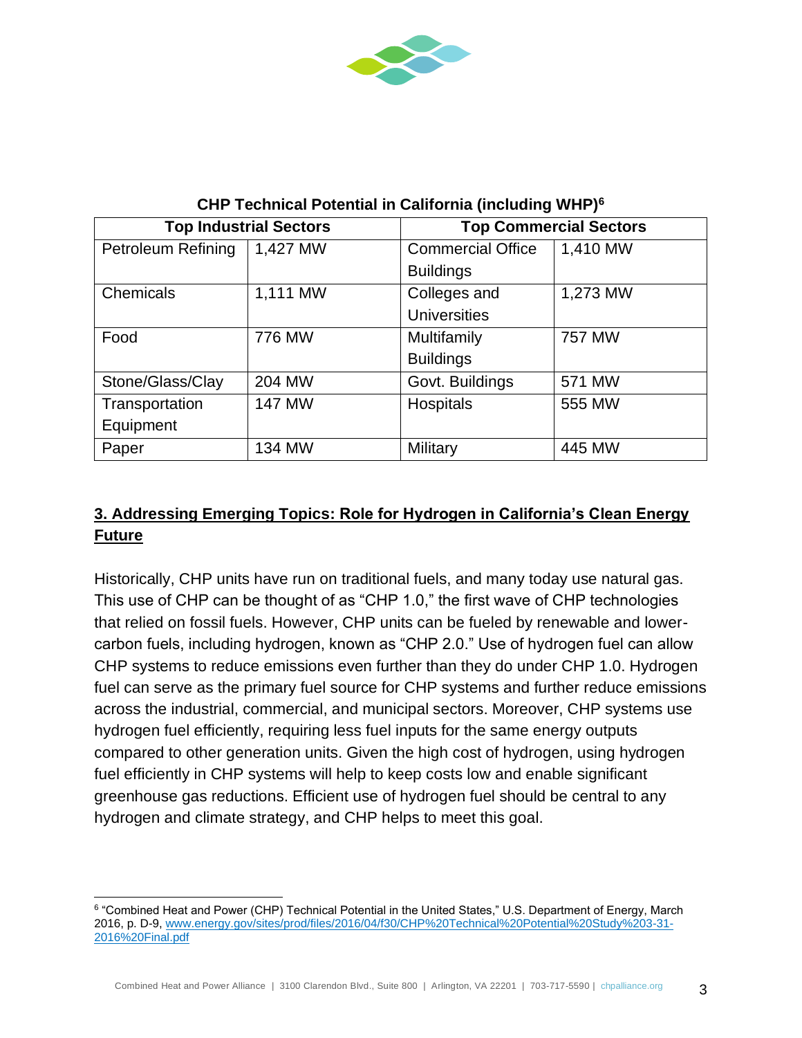**CHP Technical Potential in California (including WHP)[6]**

| Top Industrial Sectors | | Top Commercial Sectors | |
|---|---|---|---|
| Petroleum Refining | 1,427 MW | Commercial Office Buildings | 1,410 MW |
| Chemicals | 1,111 MW | Colleges and Universities | 1,273 MW |
| Food | 776 MW | Multifamily Buildings | 757 MW |
| Stone/Glass/Clay | 204 MW | Govt. Buildings | 571 MW |
| Transportation Equipment | 147 MW | Hospitals | 555 MW |
| Paper | 134 MW | Military | 445 MW |

## 3. Addressing Emerging Topics: Role for Hydrogen in California's Clean Energy Future

Historically, CHP units have run on traditional fuels, and many today use natural gas. This use of CHP can be thought of as "CHP 1.0," the first wave of CHP technologies that relied on fossil fuels. However, CHP units can be fueled by renewable and lower-carbon fuels, including hydrogen, known as "CHP 2.0." Use of hydrogen fuel can allow CHP systems to reduce emissions even further than they do under CHP 1.0. Hydrogen fuel can serve as the primary fuel source for CHP systems and further reduce emissions across the industrial, commercial, and municipal sectors. Moreover, CHP systems use hydrogen fuel efficiently, requiring less fuel inputs for the same energy outputs compared to other generation units. Given the high cost of hydrogen, using hydrogen fuel efficiently in CHP systems will help to keep costs low and enable significant greenhouse gas reductions. Efficient use of hydrogen fuel should be central to any hydrogen and climate strategy, and CHP helps to meet this goal.

---

[6] "Combined Heat and Power (CHP) Technical Potential in the United States," U.S. Department of Energy, March 2016, p. D-9, www.energy.gov/sites/prod/files/2016/04/f30/CHP%20Technical%20Potential%20Study%203-31-2016%20Final.pdf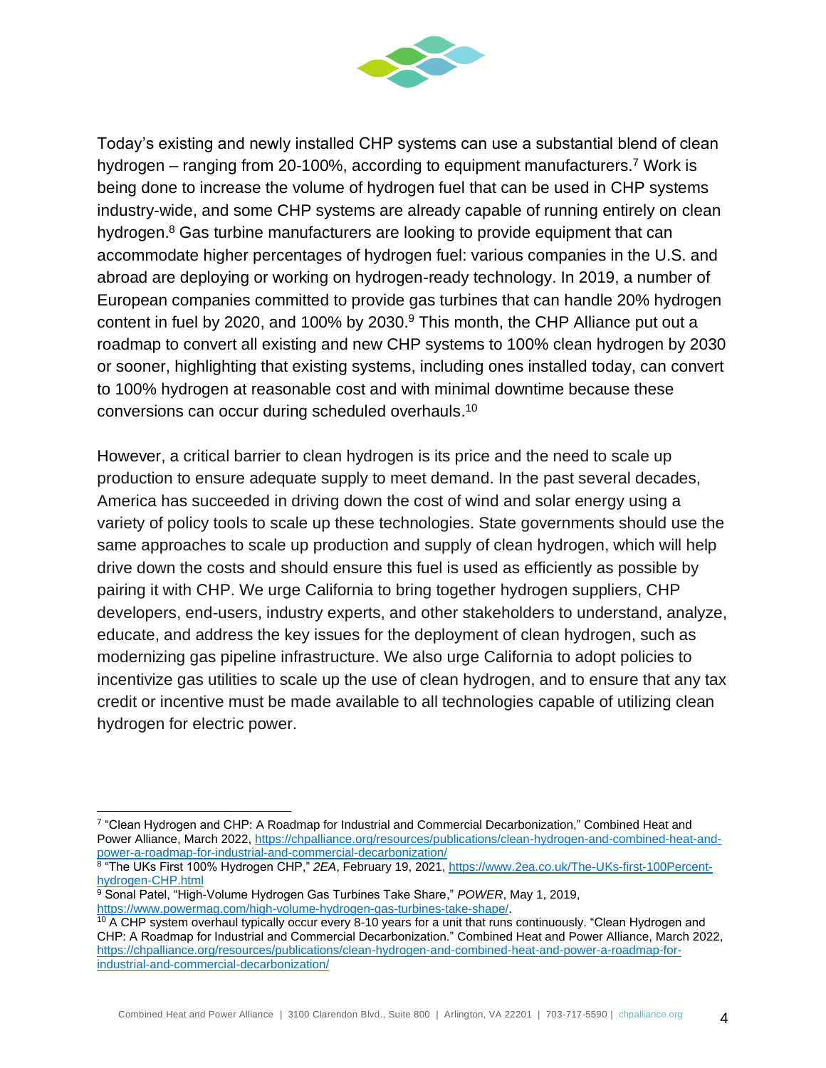Today's existing and newly installed CHP systems can use a substantial blend of clean hydrogen – ranging from 20-100%, according to equipment manufacturers.[7] Work is being done to increase the volume of hydrogen fuel that can be used in CHP systems industry-wide, and some CHP systems are already capable of running entirely on clean hydrogen.[8] Gas turbine manufacturers are looking to provide equipment that can accommodate higher percentages of hydrogen fuel: various companies in the U.S. and abroad are deploying or working on hydrogen-ready technology. In 2019, a number of European companies committed to provide gas turbines that can handle 20% hydrogen content in fuel by 2020, and 100% by 2030.[9] This month, the CHP Alliance put out a roadmap to convert all existing and new CHP systems to 100% clean hydrogen by 2030 or sooner, highlighting that existing systems, including ones installed today, can convert to 100% hydrogen at reasonable cost and with minimal downtime because these conversions can occur during scheduled overhauls.[10]

However, a critical barrier to clean hydrogen is its price and the need to scale up production to ensure adequate supply to meet demand. In the past several decades, America has succeeded in driving down the cost of wind and solar energy using a variety of policy tools to scale up these technologies. State governments should use the same approaches to scale up production and supply of clean hydrogen, which will help drive down the costs and should ensure this fuel is used as efficiently as possible by pairing it with CHP. We urge California to bring together hydrogen suppliers, CHP developers, end-users, industry experts, and other stakeholders to understand, analyze, educate, and address the key issues for the deployment of clean hydrogen, such as modernizing gas pipeline infrastructure. We also urge California to adopt policies to incentivize gas utilities to scale up the use of clean hydrogen, and to ensure that any tax credit or incentive must be made available to all technologies capable of utilizing clean hydrogen for electric power.

---

[7] "Clean Hydrogen and CHP: A Roadmap for Industrial and Commercial Decarbonization," Combined Heat and Power Alliance, March 2022, https://chpalliance.org/resources/publications/clean-hydrogen-and-combined-heat-and-power-a-roadmap-for-industrial-and-commercial-decarbonization/

[8] "The UKs First 100% Hydrogen CHP," *2EA*, February 19, 2021, https://www.2ea.co.uk/The-UKs-first-100Percent-hydrogen-CHP.html

[9] Sonal Patel, "High-Volume Hydrogen Gas Turbines Take Share," *POWER*, May 1, 2019, https://www.powermag.com/high-volume-hydrogen-gas-turbines-take-shape/.

[10] A CHP system overhaul typically occur every 8-10 years for a unit that runs continuously. "Clean Hydrogen and CHP: A Roadmap for Industrial and Commercial Decarbonization." Combined Heat and Power Alliance, March 2022, https://chpalliance.org/resources/publications/clean-hydrogen-and-combined-heat-and-power-a-roadmap-for-industrial-and-commercial-decarbonization/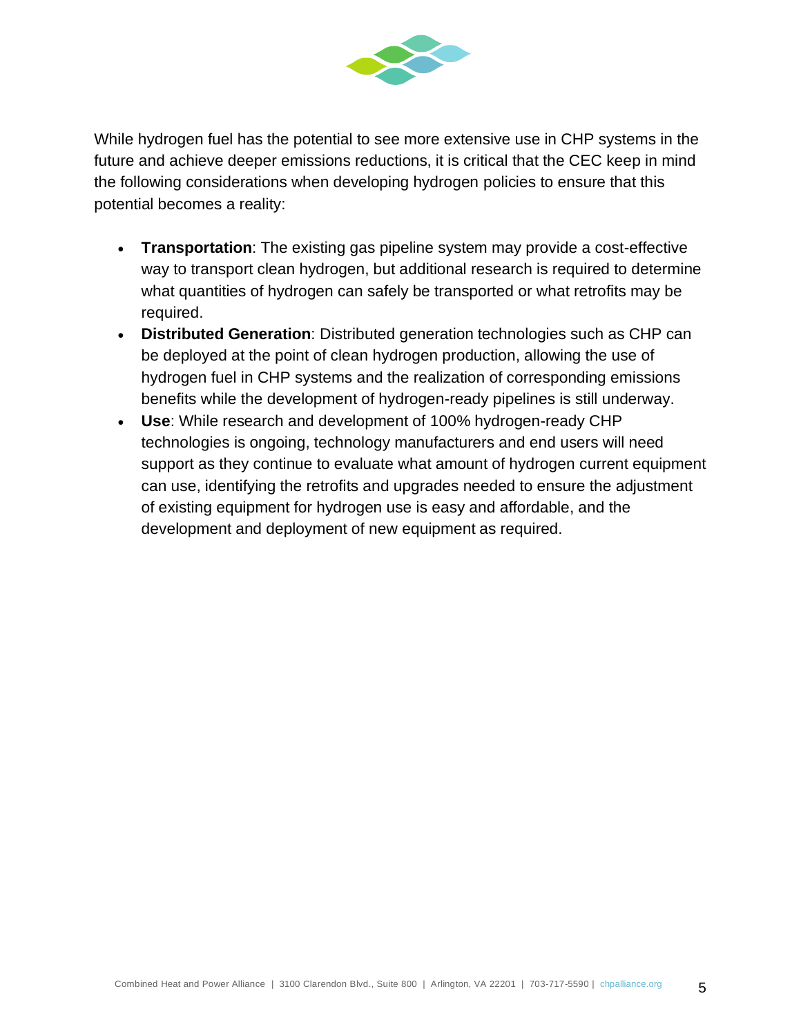While hydrogen fuel has the potential to see more extensive use in CHP systems in the future and achieve deeper emissions reductions, it is critical that the CEC keep in mind the following considerations when developing hydrogen policies to ensure that this potential becomes a reality:

- **Transportation**: The existing gas pipeline system may provide a cost-effective way to transport clean hydrogen, but additional research is required to determine what quantities of hydrogen can safely be transported or what retrofits may be required.
- **Distributed Generation**: Distributed generation technologies such as CHP can be deployed at the point of clean hydrogen production, allowing the use of hydrogen fuel in CHP systems and the realization of corresponding emissions benefits while the development of hydrogen-ready pipelines is still underway.
- **Use**: While research and development of 100% hydrogen-ready CHP technologies is ongoing, technology manufacturers and end users will need support as they continue to evaluate what amount of hydrogen current equipment can use, identifying the retrofits and upgrades needed to ensure the adjustment of existing equipment for hydrogen use is easy and affordable, and the development and deployment of new equipment as required.